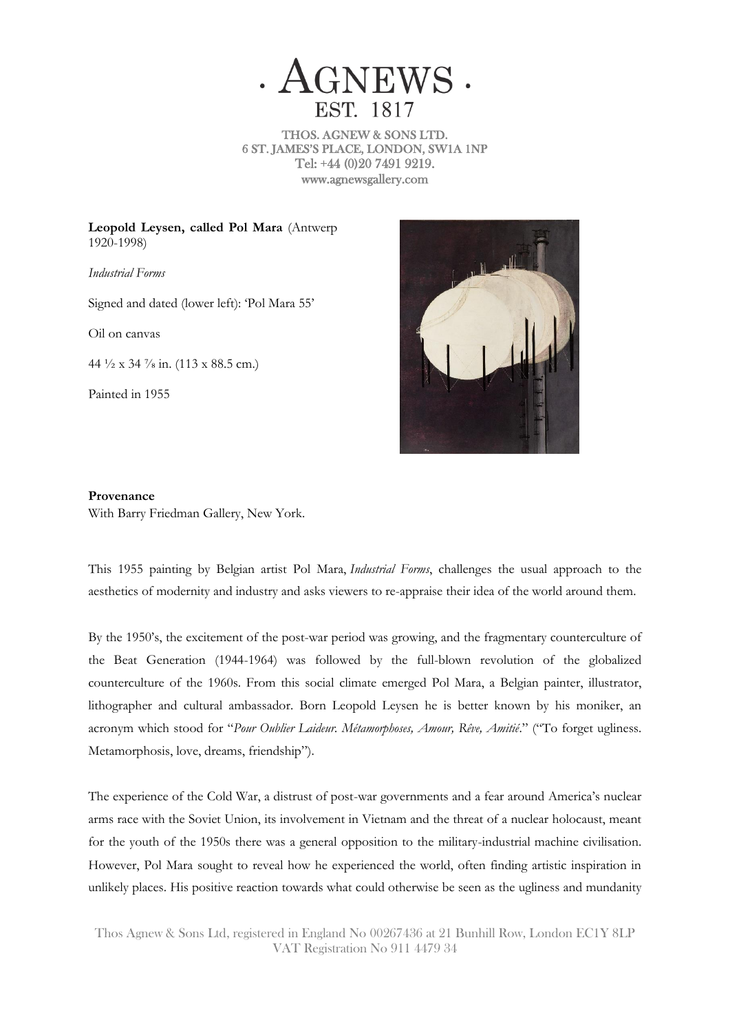# · AGNEWS ·
EST. 1817

THOS. AGNEW & SONS LTD.
6 ST. JAMES'S PLACE, LONDON, SW1A 1NP
Tel: +44 (0)20 7491 9219.
www.agnewsgallery.com

**Leopold Leysen, called Pol Mara** (Antwerp 1920-1998)

*Industrial Forms*

Signed and dated (lower left): 'Pol Mara 55'

Oil on canvas

44 ½ x 34 ⅞ in. (113 x 88.5 cm.)

Painted in 1955

**Provenance**
With Barry Friedman Gallery, New York.

This 1955 painting by Belgian artist Pol Mara, *Industrial Forms*, challenges the usual approach to the aesthetics of modernity and industry and asks viewers to re-appraise their idea of the world around them.

By the 1950's, the excitement of the post-war period was growing, and the fragmentary counterculture of the Beat Generation (1944-1964) was followed by the full-blown revolution of the globalized counterculture of the 1960s. From this social climate emerged Pol Mara, a Belgian painter, illustrator, lithographer and cultural ambassador. Born Leopold Leysen he is better known by his moniker, an acronym which stood for "*Pour Oublier Laideur. Métamorphoses, Amour, Rêve, Amitié*." ("To forget ugliness. Metamorphosis, love, dreams, friendship").

The experience of the Cold War, a distrust of post-war governments and a fear around America's nuclear arms race with the Soviet Union, its involvement in Vietnam and the threat of a nuclear holocaust, meant for the youth of the 1950s there was a general opposition to the military-industrial machine civilisation. However, Pol Mara sought to reveal how he experienced the world, often finding artistic inspiration in unlikely places. His positive reaction towards what could otherwise be seen as the ugliness and mundanity

Thos Agnew & Sons Ltd, registered in England No 00267436 at 21 Bunhill Row, London EC1Y 8LP
VAT Registration No 911 4479 34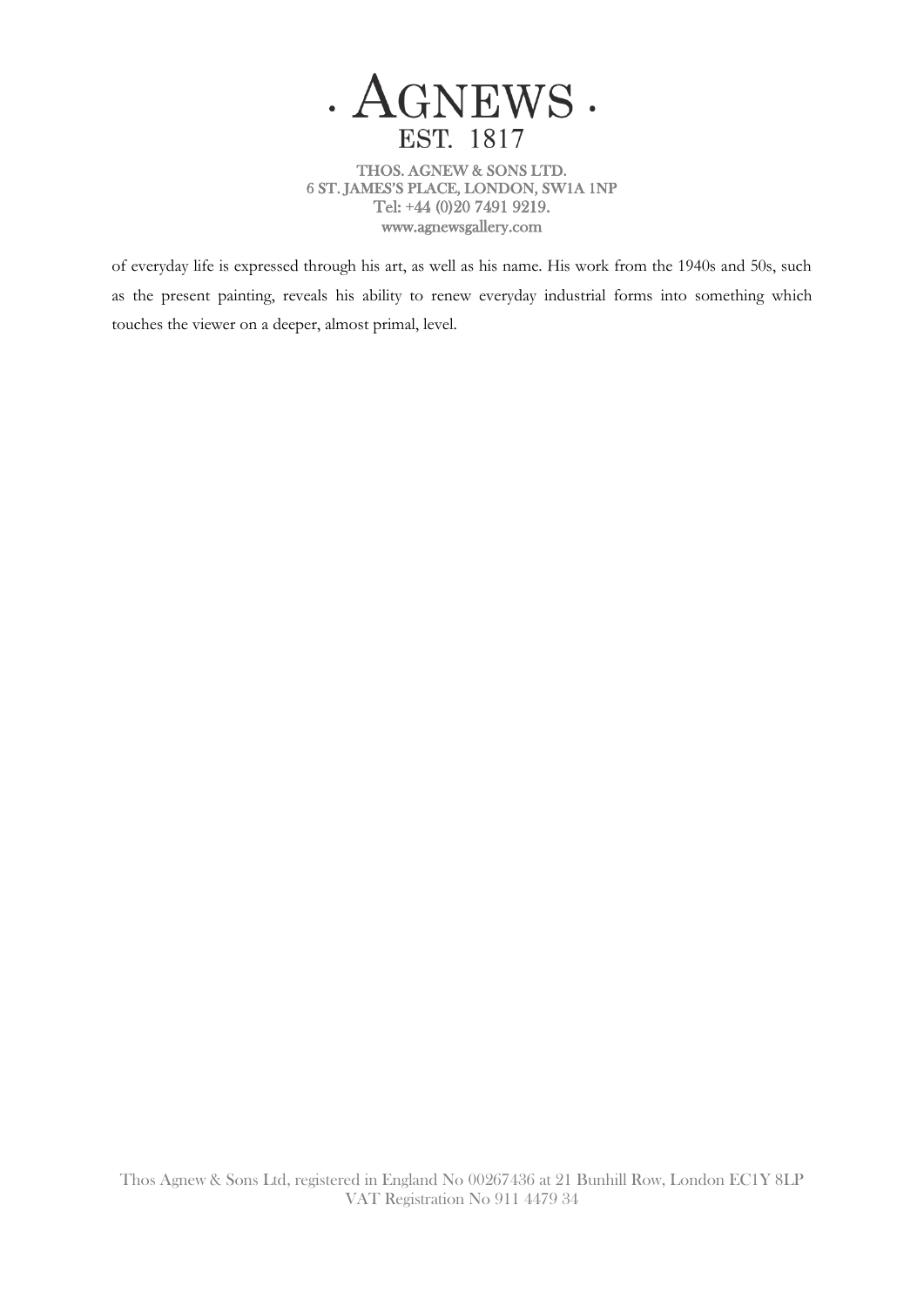of everyday life is expressed through his art, as well as his name. His work from the 1940s and 50s, such as the present painting, reveals his ability to renew everyday industrial forms into something which touches the viewer on a deeper, almost primal, level.